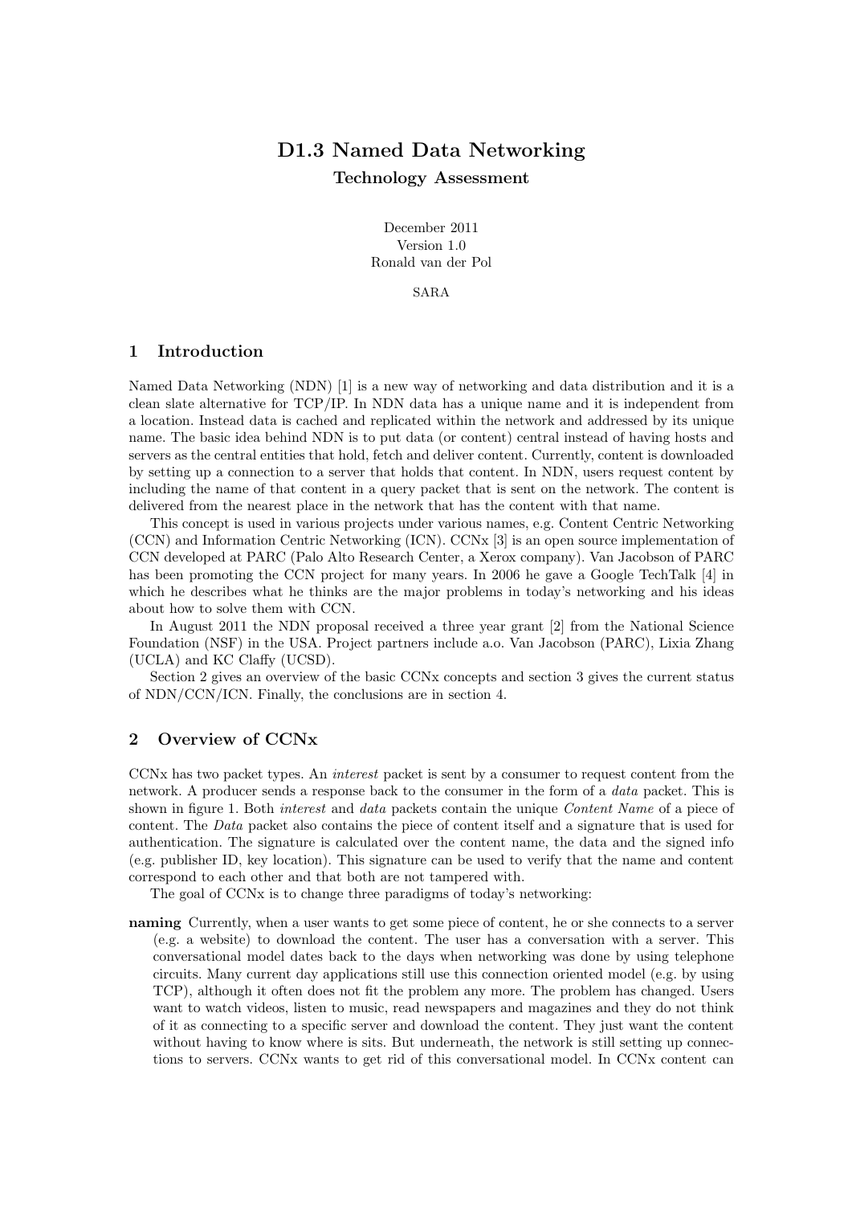# D1.3 Named Data Networking

## Technology Assessment

December 2011
Version 1.0
Ronald van der Pol

SARA

## 1 Introduction

Named Data Networking (NDN) [1] is a new way of networking and data distribution and it is a clean slate alternative for TCP/IP. In NDN data has a unique name and it is independent from a location. Instead data is cached and replicated within the network and addressed by its unique name. The basic idea behind NDN is to put data (or content) central instead of having hosts and servers as the central entities that hold, fetch and deliver content. Currently, content is downloaded by setting up a connection to a server that holds that content. In NDN, users request content by including the name of that content in a query packet that is sent on the network. The content is delivered from the nearest place in the network that has the content with that name.

This concept is used in various projects under various names, e.g. Content Centric Networking (CCN) and Information Centric Networking (ICN). CCNx [3] is an open source implementation of CCN developed at PARC (Palo Alto Research Center, a Xerox company). Van Jacobson of PARC has been promoting the CCN project for many years. In 2006 he gave a Google TechTalk [4] in which he describes what he thinks are the major problems in today's networking and his ideas about how to solve them with CCN.

In August 2011 the NDN proposal received a three year grant [2] from the National Science Foundation (NSF) in the USA. Project partners include a.o. Van Jacobson (PARC), Lixia Zhang (UCLA) and KC Claffy (UCSD).

Section 2 gives an overview of the basic CCNx concepts and section 3 gives the current status of NDN/CCN/ICN. Finally, the conclusions are in section 4.

## 2 Overview of CCNx

CCNx has two packet types. An *interest* packet is sent by a consumer to request content from the network. A producer sends a response back to the consumer in the form of a *data* packet. This is shown in figure 1. Both *interest* and *data* packets contain the unique *Content Name* of a piece of content. The *Data* packet also contains the piece of content itself and a signature that is used for authentication. The signature is calculated over the content name, the data and the signed info (e.g. publisher ID, key location). This signature can be used to verify that the name and content correspond to each other and that both are not tampered with.

The goal of CCNx is to change three paradigms of today's networking:

**naming** Currently, when a user wants to get some piece of content, he or she connects to a server (e.g. a website) to download the content. The user has a conversation with a server. This conversational model dates back to the days when networking was done by using telephone circuits. Many current day applications still use this connection oriented model (e.g. by using TCP), although it often does not fit the problem any more. The problem has changed. Users want to watch videos, listen to music, read newspapers and magazines and they do not think of it as connecting to a specific server and download the content. They just want the content without having to know where is sits. But underneath, the network is still setting up connections to servers. CCNx wants to get rid of this conversational model. In CCNx content can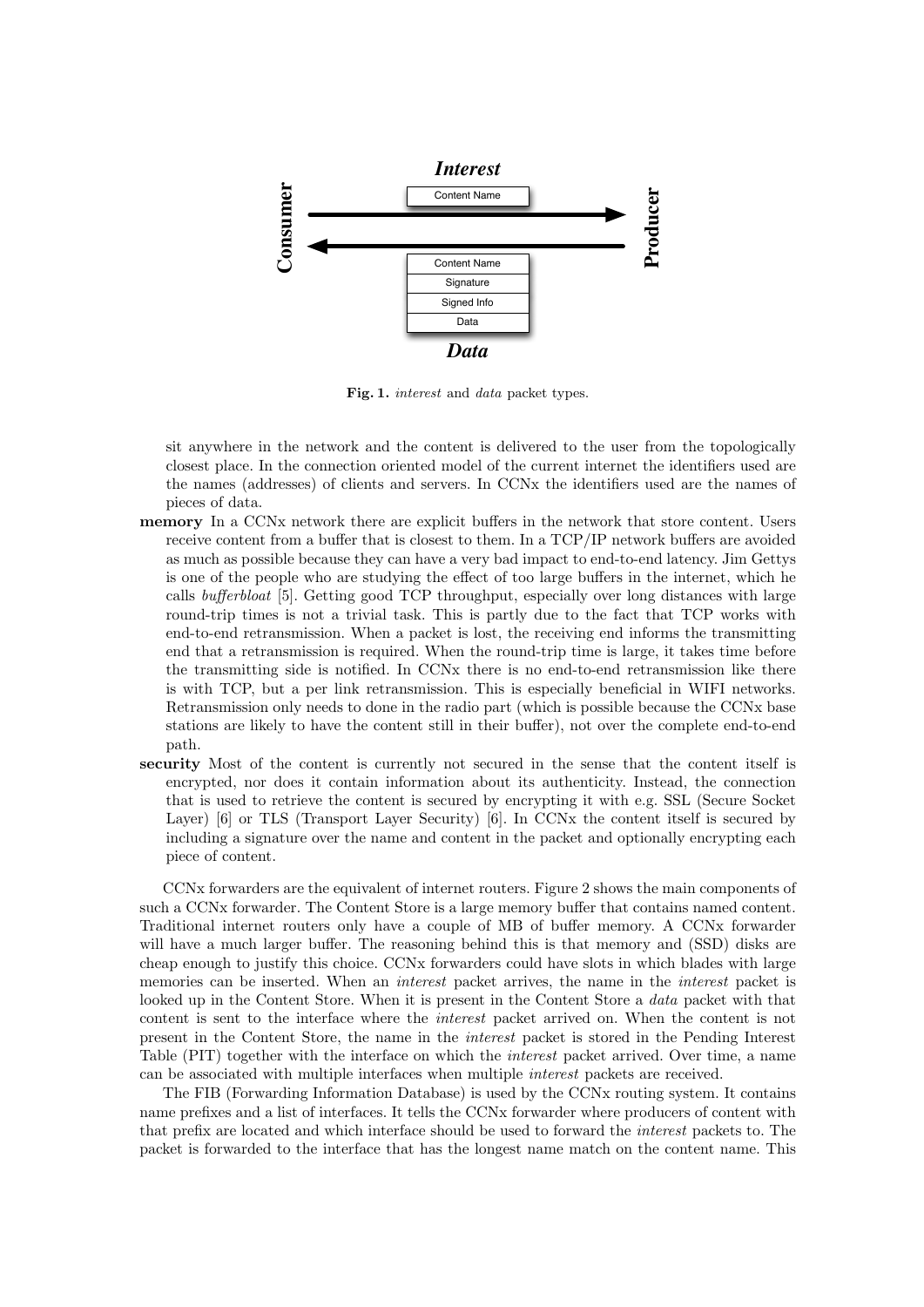**Fig. 1.** *interest* and *data* packet types.

sit anywhere in the network and the content is delivered to the user from the topologically closest place. In the connection oriented model of the current internet the identifiers used are the names (addresses) of clients and servers. In CCNx the identifiers used are the names of pieces of data.

**memory** In a CCNx network there are explicit buffers in the network that store content. Users receive content from a buffer that is closest to them. In a TCP/IP network buffers are avoided as much as possible because they can have a very bad impact to end-to-end latency. Jim Gettys is one of the people who are studying the effect of too large buffers in the internet, which he calls *bufferbloat* [5]. Getting good TCP throughput, especially over long distances with large round-trip times is not a trivial task. This is partly due to the fact that TCP works with end-to-end retransmission. When a packet is lost, the receiving end informs the transmitting end that a retransmission is required. When the round-trip time is large, it takes time before the transmitting side is notified. In CCNx there is no end-to-end retransmission like there is with TCP, but a per link retransmission. This is especially beneficial in WIFI networks. Retransmission only needs to done in the radio part (which is possible because the CCNx base stations are likely to have the content still in their buffer), not over the complete end-to-end path.

**security** Most of the content is currently not secured in the sense that the content itself is encrypted, nor does it contain information about its authenticity. Instead, the connection that is used to retrieve the content is secured by encrypting it with e.g. SSL (Secure Socket Layer) [6] or TLS (Transport Layer Security) [6]. In CCNx the content itself is secured by including a signature over the name and content in the packet and optionally encrypting each piece of content.

CCNx forwarders are the equivalent of internet routers. Figure 2 shows the main components of such a CCNx forwarder. The Content Store is a large memory buffer that contains named content. Traditional internet routers only have a couple of MB of buffer memory. A CCNx forwarder will have a much larger buffer. The reasoning behind this is that memory and (SSD) disks are cheap enough to justify this choice. CCNx forwarders could have slots in which blades with large memories can be inserted. When an *interest* packet arrives, the name in the *interest* packet is looked up in the Content Store. When it is present in the Content Store a *data* packet with that content is sent to the interface where the *interest* packet arrived on. When the content is not present in the Content Store, the name in the *interest* packet is stored in the Pending Interest Table (PIT) together with the interface on which the *interest* packet arrived. Over time, a name can be associated with multiple interfaces when multiple *interest* packets are received.

The FIB (Forwarding Information Database) is used by the CCNx routing system. It contains name prefixes and a list of interfaces. It tells the CCNx forwarder where producers of content with that prefix are located and which interface should be used to forward the *interest* packets to. The packet is forwarded to the interface that has the longest name match on the content name. This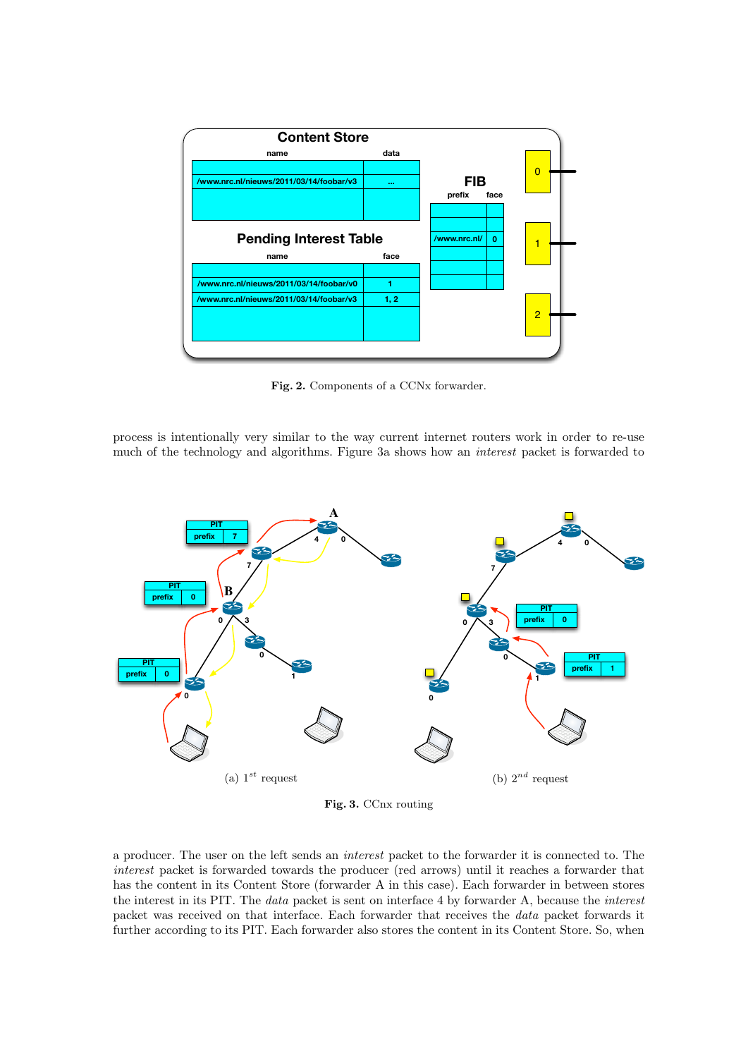**Fig. 2.** Components of a CCNx forwarder.

process is intentionally very similar to the way current internet routers work in order to re-use much of the technology and algorithms. Figure 3a shows how an *interest* packet is forwarded to

(a) $1^{st}$ request

(b) $2^{nd}$ request

**Fig. 3.** CCnx routing

a producer. The user on the left sends an *interest* packet to the forwarder it is connected to. The *interest* packet is forwarded towards the producer (red arrows) until it reaches a forwarder that has the content in its Content Store (forwarder A in this case). Each forwarder in between stores the interest in its PIT. The *data* packet is sent on interface 4 by forwarder A, because the *interest* packet was received on that interface. Each forwarder that receives the *data* packet forwards it further according to its PIT. Each forwarder also stores the content in its Content Store. So, when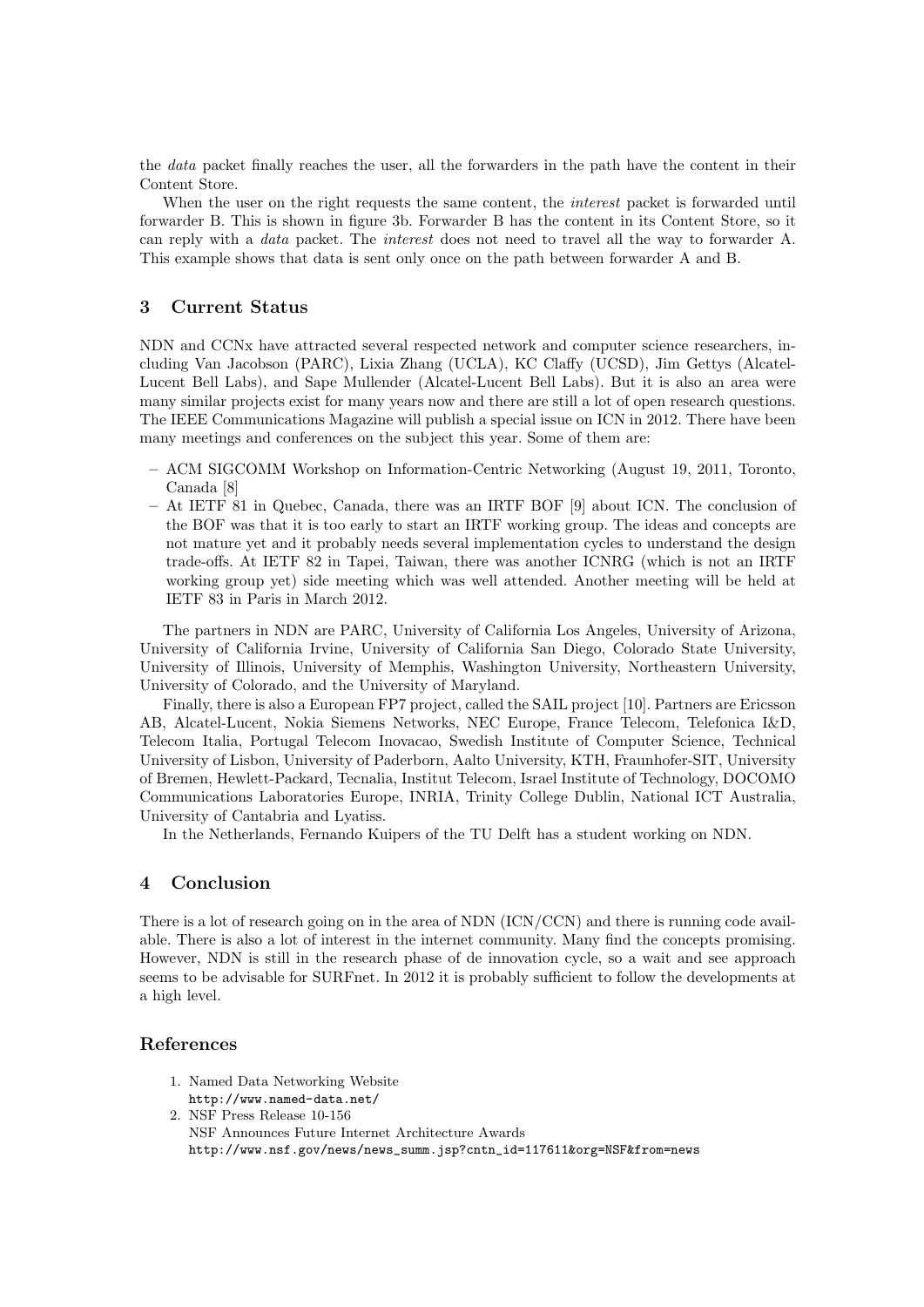the *data* packet finally reaches the user, all the forwarders in the path have the content in their Content Store.

When the user on the right requests the same content, the *interest* packet is forwarded until forwarder B. This is shown in figure 3b. Forwarder B has the content in its Content Store, so it can reply with a *data* packet. The *interest* does not need to travel all the way to forwarder A. This example shows that data is sent only once on the path between forwarder A and B.

## 3 Current Status

NDN and CCNx have attracted several respected network and computer science researchers, including Van Jacobson (PARC), Lixia Zhang (UCLA), KC Claffy (UCSD), Jim Gettys (Alcatel-Lucent Bell Labs), and Sape Mullender (Alcatel-Lucent Bell Labs). But it is also an area were many similar projects exist for many years now and there are still a lot of open research questions. The IEEE Communications Magazine will publish a special issue on ICN in 2012. There have been many meetings and conferences on the subject this year. Some of them are:

- ACM SIGCOMM Workshop on Information-Centric Networking (August 19, 2011, Toronto, Canada [8]
- At IETF 81 in Quebec, Canada, there was an IRTF BOF [9] about ICN. The conclusion of the BOF was that it is too early to start an IRTF working group. The ideas and concepts are not mature yet and it probably needs several implementation cycles to understand the design trade-offs. At IETF 82 in Tapei, Taiwan, there was another ICNRG (which is not an IRTF working group yet) side meeting which was well attended. Another meeting will be held at IETF 83 in Paris in March 2012.

The partners in NDN are PARC, University of California Los Angeles, University of Arizona, University of California Irvine, University of California San Diego, Colorado State University, University of Illinois, University of Memphis, Washington University, Northeastern University, University of Colorado, and the University of Maryland.

Finally, there is also a European FP7 project, called the SAIL project [10]. Partners are Ericsson AB, Alcatel-Lucent, Nokia Siemens Networks, NEC Europe, France Telecom, Telefonica I&D, Telecom Italia, Portugal Telecom Inovacao, Swedish Institute of Computer Science, Technical University of Lisbon, University of Paderborn, Aalto University, KTH, Fraunhofer-SIT, University of Bremen, Hewlett-Packard, Tecnalia, Institut Telecom, Israel Institute of Technology, DOCOMO Communications Laboratories Europe, INRIA, Trinity College Dublin, National ICT Australia, University of Cantabria and Lyatiss.

In the Netherlands, Fernando Kuipers of the TU Delft has a student working on NDN.

## 4 Conclusion

There is a lot of research going on in the area of NDN (ICN/CCN) and there is running code available. There is also a lot of interest in the internet community. Many find the concepts promising. However, NDN is still in the research phase of de innovation cycle, so a wait and see approach seems to be advisable for SURFnet. In 2012 it is probably sufficient to follow the developments at a high level.

## References

1. Named Data Networking Website
   `http://www.named-data.net/`
2. NSF Press Release 10-156
   NSF Announces Future Internet Architecture Awards
   `http://www.nsf.gov/news/news_summ.jsp?cntn_id=117611&org=NSF&from=news`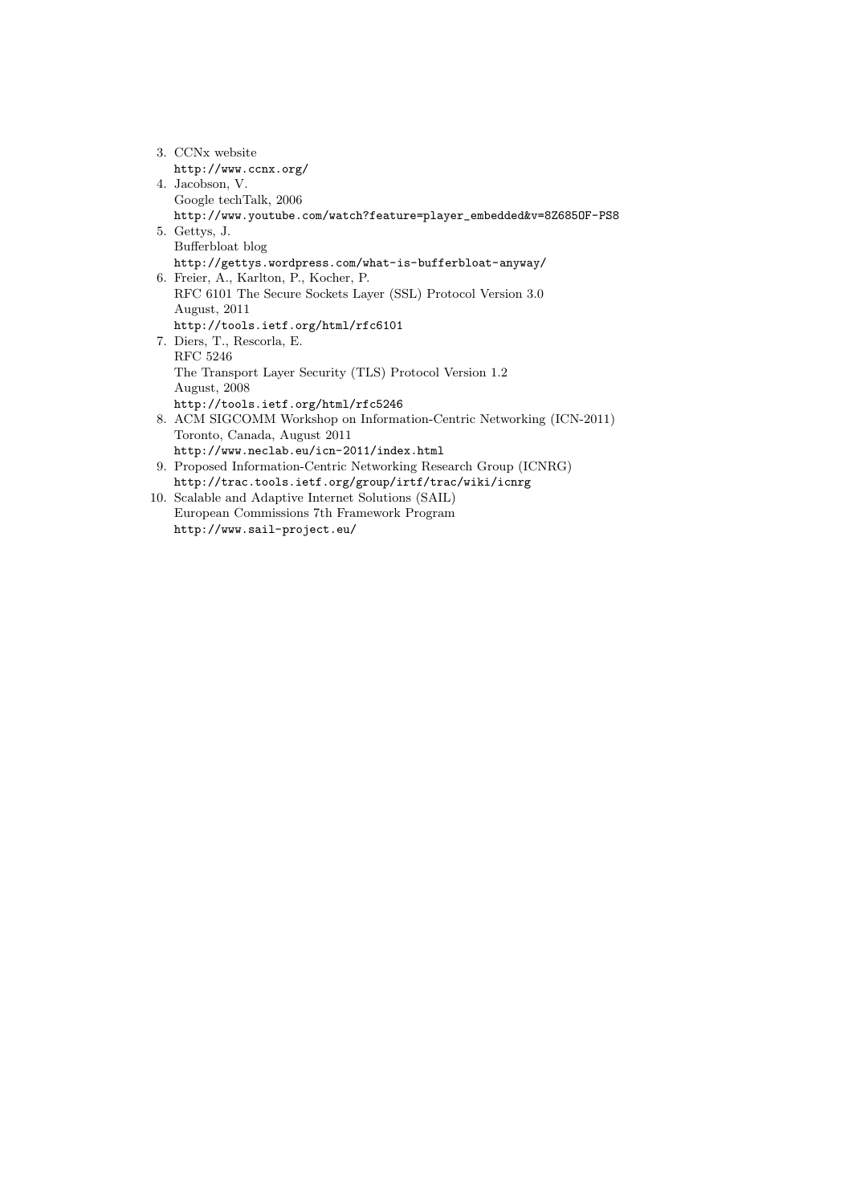3. CCNx website
   http://www.ccnx.org/
4. Jacobson, V.
   Google techTalk, 2006
   http://www.youtube.com/watch?feature=player_embedded&v=8Z685OF-PS8
5. Gettys, J.
   Bufferbloat blog
   http://gettys.wordpress.com/what-is-bufferbloat-anyway/
6. Freier, A., Karlton, P., Kocher, P.
   RFC 6101 The Secure Sockets Layer (SSL) Protocol Version 3.0
   August, 2011
   http://tools.ietf.org/html/rfc6101
7. Diers, T., Rescorla, E.
   RFC 5246
   The Transport Layer Security (TLS) Protocol Version 1.2
   August, 2008
   http://tools.ietf.org/html/rfc5246
8. ACM SIGCOMM Workshop on Information-Centric Networking (ICN-2011)
   Toronto, Canada, August 2011
   http://www.neclab.eu/icn-2011/index.html
9. Proposed Information-Centric Networking Research Group (ICNRG)
   http://trac.tools.ietf.org/group/irtf/trac/wiki/icnrg
10. Scalable and Adaptive Internet Solutions (SAIL)
    European Commissions 7th Framework Program
    http://www.sail-project.eu/